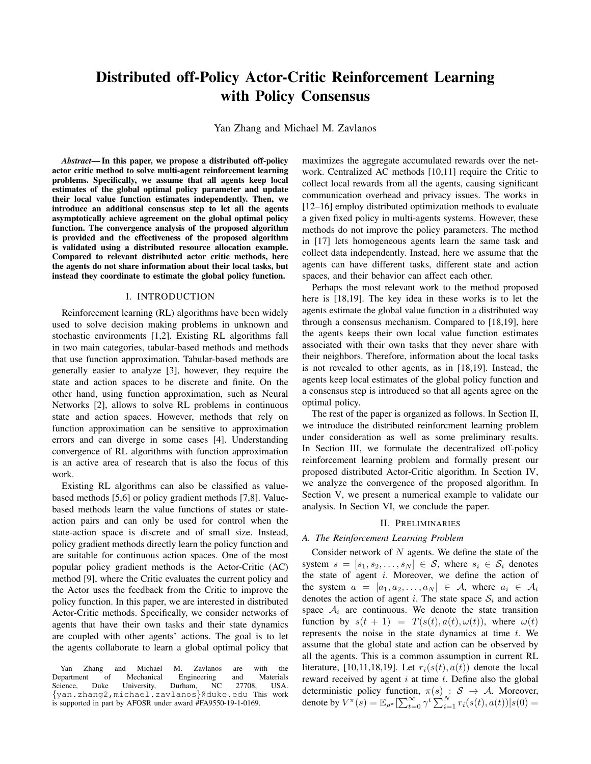# Distributed off-Policy Actor-Critic Reinforcement Learning with Policy Consensus

Yan Zhang and Michael M. Zavlanos

***Abstract*— In this paper, we propose a distributed off-policy actor critic method to solve multi-agent reinforcement learning problems. Specifically, we assume that all agents keep local estimates of the global optimal policy parameter and update their local value function estimates independently. Then, we introduce an additional consensus step to let all the agents asymptotically achieve agreement on the global optimal policy function. The convergence analysis of the proposed algorithm is provided and the effectiveness of the proposed algorithm is validated using a distributed resource allocation example. Compared to relevant distributed actor critic methods, here the agents do not share information about their local tasks, but instead they coordinate to estimate the global policy function.**

## I. INTRODUCTION

Reinforcement learning (RL) algorithms have been widely used to solve decision making problems in unknown and stochastic environments [1,2]. Existing RL algorithms fall in two main categories, tabular-based methods and methods that use function approximation. Tabular-based methods are generally easier to analyze [3], however, they require the state and action spaces to be discrete and finite. On the other hand, using function approximation, such as Neural Networks [2], allows to solve RL problems in continuous state and action spaces. However, methods that rely on function approximation can be sensitive to approximation errors and can diverge in some cases [4]. Understanding convergence of RL algorithms with function approximation is an active area of research that is also the focus of this work.

Existing RL algorithms can also be classified as value-based methods [5,6] or policy gradient methods [7,8]. Value-based methods learn the value functions of states or state-action pairs and can only be used for control when the state-action space is discrete and of small size. Instead, policy gradient methods directly learn the policy function and are suitable for continuous action spaces. One of the most popular policy gradient methods is the Actor-Critic (AC) method [9], where the Critic evaluates the current policy and the Actor uses the feedback from the Critic to improve the policy function. In this paper, we are interested in distributed Actor-Critic methods. Specifically, we consider networks of agents that have their own tasks and their state dynamics are coupled with other agents' actions. The goal is to let the agents collaborate to learn a global optimal policy that maximizes the aggregate accumulated rewards over the network. Centralized AC methods [10,11] require the Critic to collect local rewards from all the agents, causing significant communication overhead and privacy issues. The works in [12–16] employ distributed optimization methods to evaluate a given fixed policy in multi-agents systems. However, these methods do not improve the policy parameters. The method in [17] lets homogeneous agents learn the same task and collect data independently. Instead, here we assume that the agents can have different tasks, different state and action spaces, and their behavior can affect each other.

Perhaps the most relevant work to the method proposed here is [18,19]. The key idea in these works is to let the agents estimate the global value function in a distributed way through a consensus mechanism. Compared to [18,19], here the agents keeps their own local value function estimates associated with their own tasks that they never share with their neighbors. Therefore, information about the local tasks is not revealed to other agents, as in [18,19]. Instead, the agents keep local estimates of the global policy function and a consensus step is introduced so that all agents agree on the optimal policy.

The rest of the paper is organized as follows. In Section II, we introduce the distributed reinforcment learning problem under consideration as well as some preliminary results. In Section III, we formulate the decentralized off-policy reinforcement learning problem and formally present our proposed distributed Actor-Critic algorithm. In Section IV, we analyze the convergence of the proposed algorithm. In Section V, we present a numerical example to validate our analysis. In Section VI, we conclude the paper.

## II. PRELIMINARIES

### A. The Reinforcement Learning Problem

Consider network of $N$ agents. We define the state of the system $s = [s_1, s_2, \ldots, s_N] \in \mathcal{S}$, where $s_i \in \mathcal{S}_i$ denotes the state of agent $i$. Moreover, we define the action of the system $a = [a_1, a_2, \ldots, a_N] \in \mathcal{A}$, where $a_i \in \mathcal{A}_i$ denotes the action of agent $i$. The state space $\mathcal{S}_i$ and action space $\mathcal{A}_i$ are continuous. We denote the state transition function by $s(t+1) = T(s(t), a(t), \omega(t))$, where $\omega(t)$ represents the noise in the state dynamics at time $t$. We assume that the global state and action can be observed by all the agents. This is a common assumption in current RL literature, [10,11,18,19]. Let $r_i(s(t), a(t))$ denote the local reward received by agent $i$ at time $t$. Define also the global deterministic policy function, $\pi(s) : \mathcal{S} \to \mathcal{A}$. Moreover, denote by $V^{\pi}(s) = \mathbb{E}_{\rho^{\pi}}[\sum_{t=0}^{\infty} \gamma^t \sum_{i=1}^{N} r_i(s(t), a(t)) | s(0) =$

Yan Zhang and Michael M. Zavlanos are with the Department of Mechanical Engineering and Materials Science, Duke University, Durham, NC 27708, USA. {yan.zhang2,michael.zavlanos}@duke.edu This work is supported in part by AFOSR under award #FA9550-19-1-0169.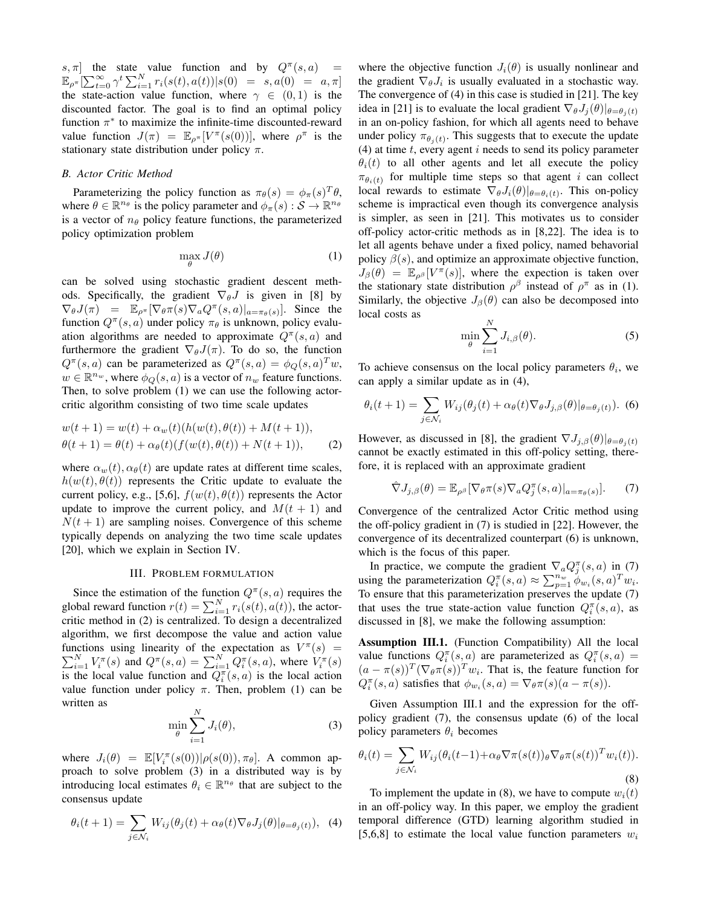$s, \pi]$ the state value function and by $Q^\pi(s,a) = \mathbb{E}_{\rho^\pi}[\sum_{t=0}^\infty \gamma^t \sum_{i=1}^N r_i(s(t),a(t)) | s(0) = s, a(0) = a, \pi]$ the state-action value function, where $\gamma \in (0,1)$ is the discounted factor. The goal is to find an optimal policy function $\pi^*$ to maximize the infinite-time discounted-reward value function $J(\pi) = \mathbb{E}_{\rho^\pi}[V^\pi(s(0))]$, where $\rho^\pi$ is the stationary state distribution under policy $\pi$.

### B. Actor Critic Method

Parameterizing the policy function as $\pi_\theta(s) = \phi_\pi(s)^T\theta$, where $\theta \in \mathbb{R}^{n_\theta}$ is the policy parameter and $\phi_\pi(s) : \mathcal{S} \to \mathbb{R}^{n_\theta}$ is a vector of $n_\theta$ policy feature functions, the parameterized policy optimization problem

$$\max_\theta J(\theta) \tag{1}$$

can be solved using stochastic gradient descent methods. Specifically, the gradient $\nabla_\theta J$ is given in [8] by $\nabla_\theta J(\pi) = \mathbb{E}_{\rho^\pi}[\nabla_\theta \pi(s) \nabla_a Q^\pi(s,a)|_{a=\pi_\theta(s)}]$. Since the function $Q^\pi(s,a)$ under policy $\pi_\theta$ is unknown, policy evaluation algorithms are needed to approximate $Q^\pi(s,a)$ and furthermore the gradient $\nabla_\theta J(\pi)$. To do so, the function $Q^\pi(s,a)$ can be parameterized as $Q^\pi(s,a) = \phi_Q(s,a)^T w$, $w \in \mathbb{R}^{n_w}$, where $\phi_Q(s,a)$ is a vector of $n_w$ feature functions. Then, to solve problem (1) we can use the following actor-critic algorithm consisting of two time scale updates

$$\begin{aligned} w(t+1) &= w(t) + \alpha_w(t)(h(w(t),\theta(t)) + M(t+1)), \\ \theta(t+1) &= \theta(t) + \alpha_\theta(t)(f(w(t),\theta(t)) + N(t+1)), \end{aligned} \tag{2}$$

where $\alpha_w(t), \alpha_\theta(t)$ are update rates at different time scales, $h(w(t),\theta(t))$ represents the Critic update to evaluate the current policy, e.g., [5,6], $f(w(t),\theta(t))$ represents the Actor update to improve the current policy, and $M(t+1)$ and $N(t+1)$ are sampling noises. Convergence of this scheme typically depends on analyzing the two time scale updates [20], which we explain in Section IV.

## III. Problem formulation

Since the estimation of the function $Q^\pi(s,a)$ requires the global reward function $r(t) = \sum_{i=1}^N r_i(s(t),a(t))$, the actor-critic method in (2) is centralized. To design a decentralized algorithm, we first decompose the value and action value functions using linearity of the expectation as $V^\pi(s) = \sum_{i=1}^N V_i^\pi(s)$ and $Q^\pi(s,a) = \sum_{i=1}^N Q_i^\pi(s,a)$, where $V_i^\pi(s)$ is the local value function and $Q_i^\pi(s,a)$ is the local action value function under policy $\pi$. Then, problem (1) can be written as

$$\min_\theta \sum_{i=1}^N J_i(\theta), \tag{3}$$

where $J_i(\theta) = \mathbb{E}[V_i^\pi(s(0)) | \rho(s(0)), \pi_\theta]$. A common approach to solve problem (3) in a distributed way is by introducing local estimates $\theta_i \in \mathbb{R}^{n_\theta}$ that are subject to the consensus update

$$\theta_i(t+1) = \sum_{j \in \mathcal{N}_i} W_{ij}(\theta_j(t) + \alpha_\theta(t) \nabla_\theta J_j(\theta)|_{\theta=\theta_j(t)}), \tag{4}$$

where the objective function $J_i(\theta)$ is usually nonlinear and the gradient $\nabla_\theta J_i$ is usually evaluated in a stochastic way. The convergence of (4) in this case is studied in [21]. The key idea in [21] is to evaluate the local gradient $\nabla_\theta J_j(\theta)|_{\theta=\theta_j(t)}$ in an on-policy fashion, for which all agents need to behave under policy $\pi_{\theta_j(t)}$. This suggests that to execute the update (4) at time $t$, every agent $i$ needs to send its policy parameter $\theta_i(t)$ to all other agents and let all execute the policy $\pi_{\theta_i(t)}$ for multiple time steps so that agent $i$ can collect local rewards to estimate $\nabla_\theta J_i(\theta)|_{\theta=\theta_i(t)}$. This on-policy scheme is impractical even though its convergence analysis is simpler, as seen in [21]. This motivates us to consider off-policy actor-critic methods as in [8,22]. The idea is to let all agents behave under a fixed policy, named behavorial policy $\beta(s)$, and optimize an approximate objective function, $J_\beta(\theta) = \mathbb{E}_{\rho^\beta}[V^\pi(s)]$, where the expection is taken over the stationary state distribution $\rho^\beta$ instead of $\rho^\pi$ as in (1). Similarly, the objective $J_\beta(\theta)$ can also be decomposed into local costs as

$$\min_\theta \sum_{i=1}^N J_{i,\beta}(\theta). \tag{5}$$

To achieve consensus on the local policy parameters $\theta_i$, we can apply a similar update as in (4),

$$\theta_i(t+1) = \sum_{j \in \mathcal{N}_i} W_{ij}(\theta_j(t) + \alpha_\theta(t) \nabla_\theta J_{j,\beta}(\theta)|_{\theta=\theta_j(t)}). \tag{6}$$

However, as discussed in [8], the gradient $\nabla J_{j,\beta}(\theta)|_{\theta=\theta_j(t)}$ cannot be exactly estimated in this off-policy setting, therefore, it is replaced with an approximate gradient

$$\hat{\nabla} J_{j,\beta}(\theta) = \mathbb{E}_{\rho^\beta}[\nabla_\theta \pi(s) \nabla_a Q_j^\pi(s,a)|_{a=\pi_\theta(s)}]. \tag{7}$$

Convergence of the centralized Actor Critic method using the off-policy gradient in (7) is studied in [22]. However, the convergence of its decentralized counterpart (6) is unknown, which is the focus of this paper.

In practice, we compute the gradient $\nabla_a Q_j^\pi(s,a)$ in (7) using the parameterization $Q_i^\pi(s,a) \approx \sum_{p=1}^{n_w} \phi_{w_i}(s,a)^T w_i$. To ensure that this parameterization preserves the update (7) that uses the true state-action value function $Q_i^\pi(s,a)$, as discussed in [8], we make the following assumption:

**Assumption III.1.** (Function Compatibility) All the local value functions $Q_i^\pi(s,a)$ are parameterized as $Q_i^\pi(s,a) = (a - \pi(s))^T (\nabla_\theta \pi(s))^T w_i$. That is, the feature function for $Q_i^\pi(s,a)$ satisfies that $\phi_{w_i}(s,a) = \nabla_\theta \pi(s)(a - \pi(s))$.

Given Assumption III.1 and the expression for the off-policy gradient (7), the consensus update (6) of the local policy parameters $\theta_i$ becomes

$$\theta_i(t) = \sum_{j \in \mathcal{N}_i} W_{ij}(\theta_i(t-1) + \alpha_\theta \nabla \pi(s(t))_\theta \nabla_\theta \pi(s(t))^T w_i(t)). \tag{8}$$

To implement the update in (8), we have to compute $w_i(t)$ in an off-policy way. In this paper, we employ the gradient temporal difference (GTD) learning algorithm studied in [5,6,8] to estimate the local value function parameters $w_i$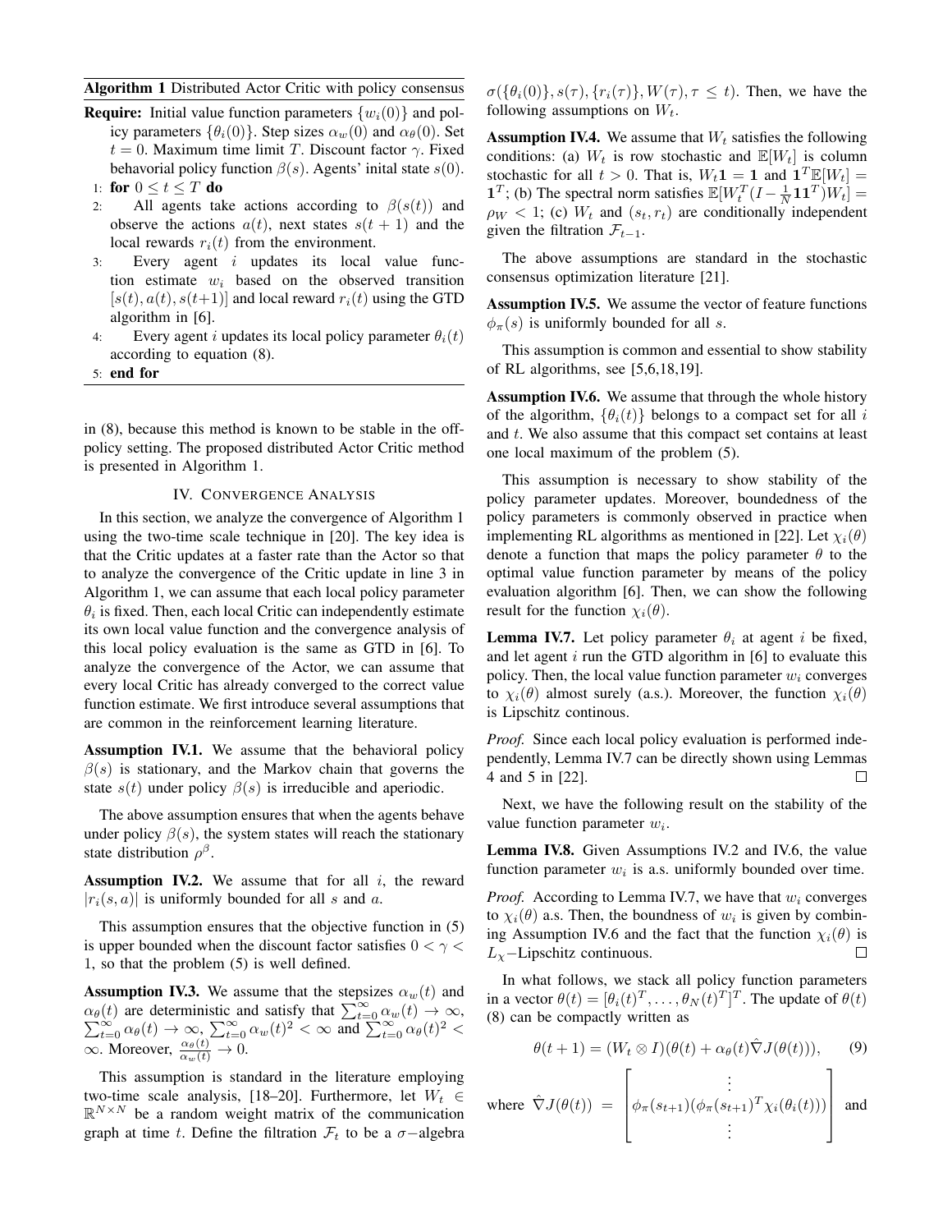**Algorithm 1** Distributed Actor Critic with policy consensus

**Require:** Initial value function parameters $\{w_i(0)\}$ and policy parameters $\{\theta_i(0)\}$. Step sizes $\alpha_w(0)$ and $\alpha_\theta(0)$. Set $t = 0$. Maximum time limit $T$. Discount factor $\gamma$. Fixed behavioral policy function $\beta(s)$. Agents' inital state $s(0)$.

1: **for** $0 \leq t \leq T$ **do**

2: All agents take actions according to $\beta(s(t))$ and observe the actions $a(t)$, next states $s(t+1)$ and the local rewards $r_i(t)$ from the environment.

3: Every agent $i$ updates its local value function estimate $w_i$ based on the observed transition $[s(t), a(t), s(t+1)]$ and local reward $r_i(t)$ using the GTD algorithm in [6].

4: Every agent $i$ updates its local policy parameter $\theta_i(t)$ according to equation (8).

5: **end for**

in (8), because this method is known to be stable in the off-policy setting. The proposed distributed Actor Critic method is presented in Algorithm 1.

## IV. Convergence Analysis

In this section, we analyze the convergence of Algorithm 1 using the two-time scale technique in [20]. The key idea is that the Critic updates at a faster rate than the Actor so that to analyze the convergence of the Critic update in line 3 in Algorithm 1, we can assume that each local policy parameter $\theta_i$ is fixed. Then, each local Critic can independently estimate its own local value function and the convergence analysis of this local policy evaluation is the same as GTD in [6]. To analyze the convergence of the Actor, we can assume that every local Critic has already converged to the correct value function estimate. We first introduce several assumptions that are common in the reinforcement learning literature.

**Assumption IV.1.** We assume that the behavioral policy $\beta(s)$ is stationary, and the Markov chain that governs the state $s(t)$ under policy $\beta(s)$ is irreducible and aperiodic.

The above assumption ensures that when the agents behave under policy $\beta(s)$, the system states will reach the stationary state distribution $\rho^\beta$.

**Assumption IV.2.** We assume that for all $i$, the reward $|r_i(s,a)|$ is uniformly bounded for all $s$ and $a$.

This assumption ensures that the objective function in (5) is upper bounded when the discount factor satisfies $0 < \gamma < 1$, so that the problem (5) is well defined.

**Assumption IV.3.** We assume that the stepsizes $\alpha_w(t)$ and $\alpha_\theta(t)$ are deterministic and satisfy that $\sum_{t=0}^\infty \alpha_w(t) \to \infty$, $\sum_{t=0}^\infty \alpha_\theta(t) \to \infty$, $\sum_{t=0}^\infty \alpha_w(t)^2 < \infty$ and $\sum_{t=0}^\infty \alpha_\theta(t)^2 < \infty$. Moreover, $\frac{\alpha_\theta(t)}{\alpha_w(t)} \to 0$.

This assumption is standard in the literature employing two-time scale analysis, [18–20]. Furthermore, let $W_t \in \mathbb{R}^{N\times N}$ be a random weight matrix of the communication graph at time $t$. Define the filtration $\mathcal{F}_t$ to be a $\sigma-$algebra $\sigma(\{\theta_i(0)\}, s(\tau), \{r_i(\tau)\}, W(\tau), \tau \leq t)$. Then, we have the following assumptions on $W_t$.

**Assumption IV.4.** We assume that $W_t$ satisfies the following conditions: (a) $W_t$ is row stochastic and $\mathbb{E}[W_t]$ is column stochastic for all $t > 0$. That is, $W_t\mathbf{1} = \mathbf{1}$ and $\mathbf{1}^T\mathbb{E}[W_t] = \mathbf{1}^T$; (b) The spectral norm satisfies $\mathbb{E}[W_t^T(I - \frac{1}{N}\mathbf{1}\mathbf{1}^T)W_t] = \rho_W < 1$; (c) $W_t$ and $(s_t, r_t)$ are conditionally independent given the filtration $\mathcal{F}_{t-1}$.

The above assumptions are standard in the stochastic consensus optimization literature [21].

**Assumption IV.5.** We assume the vector of feature functions $\phi_\pi(s)$ is uniformly bounded for all $s$.

This assumption is common and essential to show stability of RL algorithms, see [5,6,18,19].

**Assumption IV.6.** We assume that through the whole history of the algorithm, $\{\theta_i(t)\}$ belongs to a compact set for all $i$ and $t$. We also assume that this compact set contains at least one local maximum of the problem (5).

This assumption is necessary to show stability of the policy parameter updates. Moreover, boundedness of the policy parameters is commonly observed in practice when implementing RL algorithms as mentioned in [22]. Let $\chi_i(\theta)$ denote a function that maps the policy parameter $\theta$ to the optimal value function parameter by means of the policy evaluation algorithm [6]. Then, we can show the following result for the function $\chi_i(\theta)$.

**Lemma IV.7.** Let policy parameter $\theta_i$ at agent $i$ be fixed, and let agent $i$ run the GTD algorithm in [6] to evaluate this policy. Then, the local value function parameter $w_i$ converges to $\chi_i(\theta)$ almost surely (a.s.). Moreover, the function $\chi_i(\theta)$ is Lipschitz continous.

*Proof.* Since each local policy evaluation is performed independently, Lemma IV.7 can be directly shown using Lemmas 4 and 5 in [22]. □

Next, we have the following result on the stability of the value function parameter $w_i$.

**Lemma IV.8.** Given Assumptions IV.2 and IV.6, the value function parameter $w_i$ is a.s. uniformly bounded over time.

*Proof.* According to Lemma IV.7, we have that $w_i$ converges to $\chi_i(\theta)$ a.s. Then, the boundness of $w_i$ is given by combining Assumption IV.6 and the fact that the function $\chi_i(\theta)$ is $L_\chi-$Lipschitz continuous. □

In what follows, we stack all policy function parameters in a vector $\theta(t) = [\theta_1(t)^T, \ldots, \theta_N(t)^T]^T$. The update of $\theta(t)$ (8) can be compactly written as

$$\theta(t+1) = (W_t \otimes I)(\theta(t) + \alpha_\theta(t)\hat{\nabla}J(\theta(t))), \qquad (9)$$

where $\hat{\nabla}J(\theta(t)) = \begin{bmatrix} \vdots \\ \phi_\pi(s_{t+1})(\phi_\pi(s_{t+1})^T\chi_i(\theta_i(t))) \\ \vdots \end{bmatrix}$ and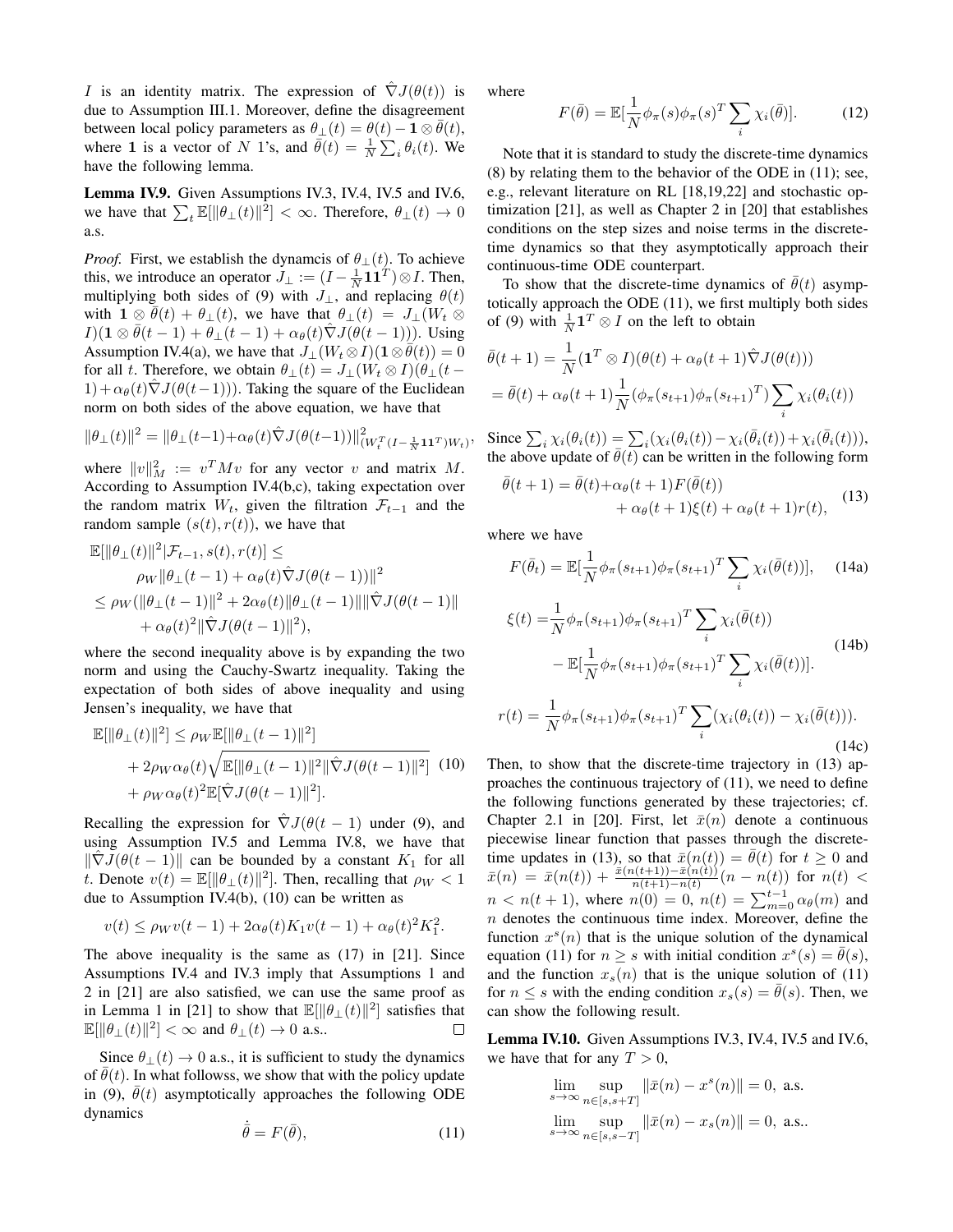$I$ is an identity matrix. The expression of $\hat{\nabla} J(\theta(t))$ is due to Assumption III.1. Moreover, define the disagreement between local policy parameters as $\theta_{\perp}(t) = \theta(t) - \mathbf{1} \otimes \bar{\theta}(t)$, where $\mathbf{1}$ is a vector of $N$ 1's, and $\bar{\theta}(t) = \frac{1}{N}\sum_i \theta_i(t)$. We have the following lemma.

**Lemma IV.9.** *Given Assumptions IV.3, IV.4, IV.5 and IV.6, we have that $\sum_t \mathbb{E}[\|\theta_{\perp}(t)\|^2] < \infty$. Therefore, $\theta_{\perp}(t) \to 0$ a.s.*

*Proof.* First, we establish the dynamcis of $\theta_{\perp}(t)$. To achieve this, we introduce an operator $J_{\perp} := (I - \frac{1}{N}\mathbf{1}\mathbf{1}^T) \otimes I$. Then, multiplying both sides of (9) with $J_{\perp}$, and replacing $\theta(t)$ with $\mathbf{1} \otimes \bar{\theta}(t) + \theta_{\perp}(t)$, we have that $\theta_{\perp}(t) = J_{\perp}(W_t \otimes I)(\mathbf{1} \otimes \bar{\theta}(t-1) + \theta_{\perp}(t-1) + \alpha_\theta(t)\hat{\nabla} J(\theta(t-1)))$. Using Assumption IV.4(a), we have that $J_{\perp}(W_t \otimes I)(\mathbf{1} \otimes \bar{\theta}(t)) = 0$ for all $t$. Therefore, we obtain $\theta_{\perp}(t) = J_{\perp}(W_t \otimes I)(\theta_{\perp}(t-1) + \alpha_\theta(t)\hat{\nabla} J(\theta(t-1)))$. Taking the square of the Euclidean norm on both sides of the above equation, we have that

$$\|\theta_{\perp}(t)\|^2 = \|\theta_{\perp}(t-1) + \alpha_\theta(t)\hat{\nabla} J(\theta(t-1))\|^2_{(W_t^T(I - \frac{1}{N}\mathbf{1}\mathbf{1}^T)W_t)},$$

where $\|v\|_M^2 := v^T M v$ for any vector $v$ and matrix $M$. According to Assumption IV.4(b,c), taking expectation over the random matrix $W_t$, given the filtration $\mathcal{F}_{t-1}$ and the random sample $(s(t), r(t))$, we have that

$$\begin{aligned}
&\mathbb{E}[\|\theta_{\perp}(t)\|^2 | \mathcal{F}_{t-1}, s(t), r(t)] \leq \\
&\quad \rho_W \|\theta_{\perp}(t-1) + \alpha_\theta(t)\hat{\nabla} J(\theta(t-1))\|^2 \\
&\leq \rho_W (\|\theta_{\perp}(t-1)\|^2 + 2\alpha_\theta(t)\|\theta_{\perp}(t-1)\|\|\hat{\nabla} J(\theta(t-1)\| \\
&\quad + \alpha_\theta(t)^2 \|\hat{\nabla} J(\theta(t-1))\|^2),
\end{aligned}$$

where the second inequality above is by expanding the two norm and using the Cauchy-Swartz inequality. Taking the expectation of both sides of above inequality and using Jensen's inequality, we have that

$$\begin{aligned}
\mathbb{E}[\|\theta_{\perp}(t)\|^2] &\leq \rho_W \mathbb{E}[\|\theta_{\perp}(t-1)\|^2] \\
&\quad + 2\rho_W \alpha_\theta(t)\sqrt{\mathbb{E}[\|\theta_{\perp}(t-1)\|^2 \|\hat{\nabla} J(\theta(t-1)\|^2]} \\
&\quad + \rho_W \alpha_\theta(t)^2 \mathbb{E}[\hat{\nabla} J(\theta(t-1)\|^2].
\end{aligned} \tag{10}$$

Recalling the expression for $\hat{\nabla} J(\theta(t-1)$ under (9), and using Assumption IV.5 and Lemma IV.8, we have that $\|\hat{\nabla} J(\theta(t-1)\|$ can be bounded by a constant $K_1$ for all $t$. Denote $v(t) = \mathbb{E}[\|\theta_{\perp}(t)\|^2]$. Then, recalling that $\rho_W < 1$ due to Assumption IV.4(b), (10) can be written as

$$v(t) \leq \rho_W v(t-1) + 2\alpha_\theta(t) K_1 v(t-1) + \alpha_\theta(t)^2 K_1^2.$$

The above inequality is the same as (17) in [21]. Since Assumptions IV.4 and IV.3 imply that Assumptions 1 and 2 in [21] are also satisfied, we can use the same proof as in Lemma 1 in [21] to show that $\mathbb{E}[\|\theta_{\perp}(t)\|^2]$ satisfies that $\mathbb{E}[\|\theta_{\perp}(t)\|^2] < \infty$ and $\theta_{\perp}(t) \to 0$ a.s.. $\square$

Since $\theta_{\perp}(t) \to 0$ a.s., it is sufficient to study the dynamics of $\bar{\theta}(t)$. In what followss, we show that with the policy update in (9), $\bar{\theta}(t)$ asymptotically approaches the following ODE dynamics

$$\dot{\bar{\theta}} = F(\bar{\theta}), \tag{11}$$

where

$$F(\bar{\theta}) = \mathbb{E}[\frac{1}{N}\phi_\pi(s)\phi_\pi(s)^T \sum_i \chi_i(\bar{\theta})]. \tag{12}$$

Note that it is standard to study the discrete-time dynamics (8) by relating them to the behavior of the ODE in (11); see, e.g., relevant literature on RL [18,19,22] and stochastic optimization [21], as well as Chapter 2 in [20] that establishes conditions on the step sizes and noise terms in the discrete-time dynamics so that they asymptotically approach their continuous-time ODE counterpart.

To show that the discrete-time dynamics of $\bar{\theta}(t)$ asymptotically approach the ODE (11), we first multiply both sides of (9) with $\frac{1}{N}\mathbf{1}^T \otimes I$ on the left to obtain

$$\begin{aligned}
\bar{\theta}(t+1) &= \frac{1}{N}(\mathbf{1}^T \otimes I)(\theta(t) + \alpha_\theta(t+1)\hat{\nabla} J(\theta(t))) \\
&= \bar{\theta}(t) + \alpha_\theta(t+1)\frac{1}{N}(\phi_\pi(s_{t+1})\phi_\pi(s_{t+1})^T)\sum_i \chi_i(\theta_i(t))
\end{aligned}$$

Since $\sum_i \chi_i(\theta_i(t)) = \sum_i (\chi_i(\theta_i(t)) - \chi_i(\bar{\theta}_i(t)) + \chi_i(\bar{\theta}_i(t)))$, the above update of $\bar{\theta}(t)$ can be written in the following form

$$\begin{aligned}
\bar{\theta}(t+1) = \bar{\theta}(t) &+ \alpha_\theta(t+1)F(\bar{\theta}(t)) \\
&+ \alpha_\theta(t+1)\xi(t) + \alpha_\theta(t+1)r(t),
\end{aligned} \tag{13}$$

where we have

$$F(\bar{\theta}_t) = \mathbb{E}[\frac{1}{N}\phi_\pi(s_{t+1})\phi_\pi(s_{t+1})^T \sum_i \chi_i(\bar{\theta}(t))], \tag{14a}$$

$$\begin{aligned}
\xi(t) = &\frac{1}{N}\phi_\pi(s_{t+1})\phi_\pi(s_{t+1})^T \sum_i \chi_i(\bar{\theta}(t)) \\
&- \mathbb{E}[\frac{1}{N}\phi_\pi(s_{t+1})\phi_\pi(s_{t+1})^T \sum_i \chi_i(\bar{\theta}(t))].
\end{aligned} \tag{14b}$$

$$r(t) = \frac{1}{N}\phi_\pi(s_{t+1})\phi_\pi(s_{t+1})^T \sum_i (\chi_i(\theta_i(t)) - \chi_i(\bar{\theta}(t))). \tag{14c}$$

Then, to show that the discrete-time trajectory in (13) approaches the continuous trajectory of (11), we need to define the following functions generated by these trajectories; cf. Chapter 2.1 in [20]. First, let $\bar{x}(n)$ denote a continuous piecewise linear function that passes through the discrete-time updates in (13), so that $\bar{x}(n(t)) = \bar{\theta}(t)$ for $t \geq 0$ and $\bar{x}(n) = \bar{x}(n(t)) + \frac{\bar{x}(n(t+1)) - \bar{x}(n(t))}{n(t+1) - n(t)}(n - n(t))$ for $n(t) < n < n(t+1)$, where $n(0) = 0$, $n(t) = \sum_{m=0}^{t-1}\alpha_\theta(m)$ and $n$ denotes the continuous time index. Moreover, define the function $x^s(n)$ that is the unique solution of the dynamical equation (11) for $n \geq s$ with initial condition $x^s(s) = \bar{\theta}(s)$, and the function $x_s(n)$ that is the unique solution of (11) for $n \leq s$ with the ending condition $x_s(s) = \bar{\theta}(s)$. Then, we can show the following result.

**Lemma IV.10.** *Given Assumptions IV.3, IV.4, IV.5 and IV.6, we have that for any $T > 0$,*

$$\lim_{s \to \infty} \sup_{n \in [s, s+T]} \|\bar{x}(n) - x^s(n)\| = 0, \text{ a.s.}$$

$$\lim_{s \to \infty} \sup_{n \in [s, s-T]} \|\bar{x}(n) - x_s(n)\| = 0, \text{ a.s..}$$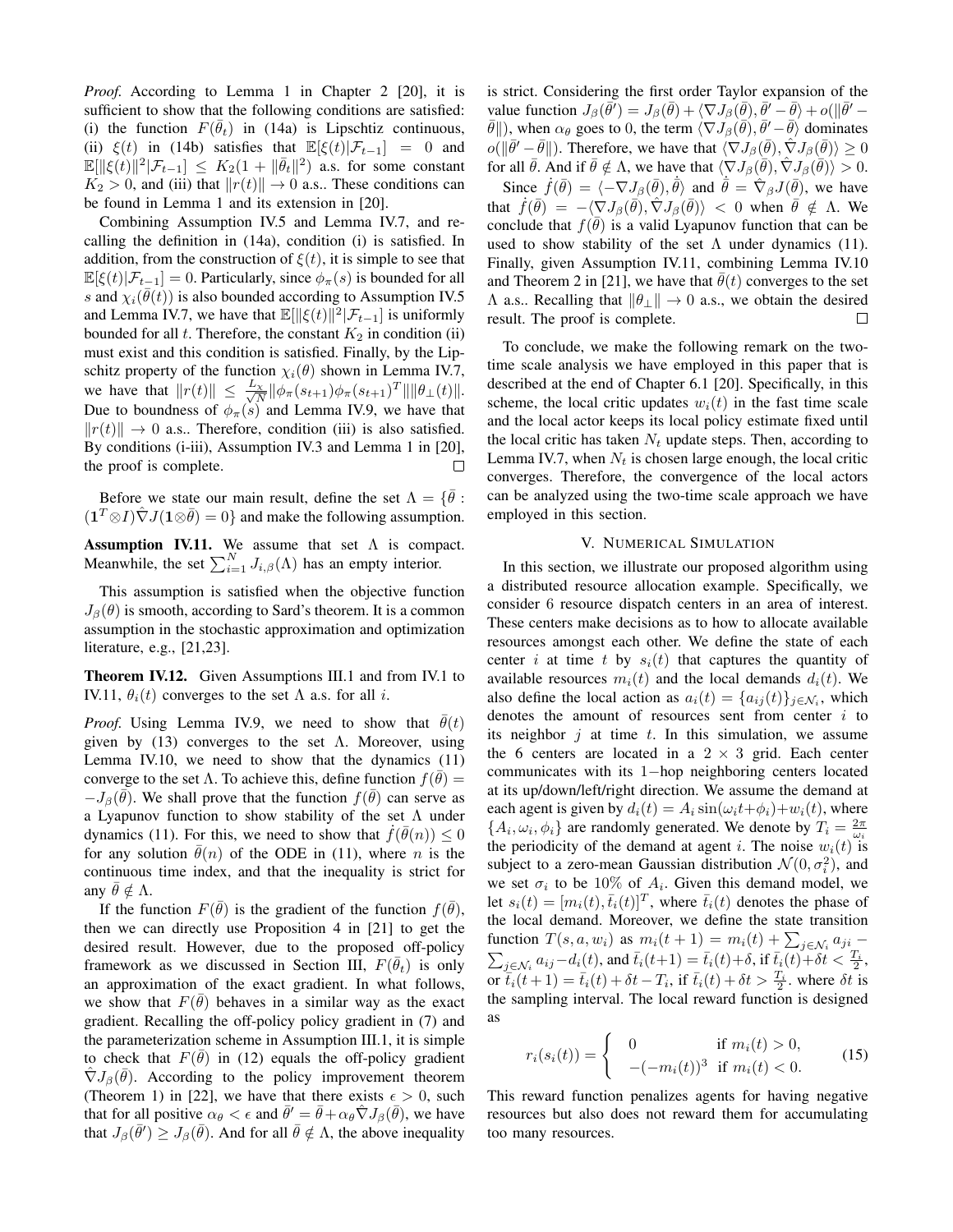*Proof.* According to Lemma 1 in Chapter 2 [20], it is sufficient to show that the following conditions are satisfied: (i) the function $F(\bar{\theta}_t)$ in (14a) is Lipschtiz continuous, (ii) $\xi(t)$ in (14b) satisfies that $\mathbb{E}[\xi(t)|\mathcal{F}_{t-1}] = 0$ and $\mathbb{E}[\|\xi(t)\|^2|\mathcal{F}_{t-1}] \leq K_2(1+\|\bar{\theta}_t\|^2)$ a.s. for some constant $K_2 > 0$, and (iii) that $\|r(t)\| \to 0$ a.s.. These conditions can be found in Lemma 1 and its extension in [20].

Combining Assumption IV.5 and Lemma IV.7, and recalling the definition in (14a), condition (i) is satisfied. In addition, from the construction of $\xi(t)$, it is simple to see that $\mathbb{E}[\xi(t)|\mathcal{F}_{t-1}] = 0$. Particularly, since $\phi_\pi(s)$ is bounded for all $s$ and $\chi_i(\bar{\theta}(t))$ is also bounded according to Assumption IV.5 and Lemma IV.7, we have that $\mathbb{E}[\|\xi(t)\|^2|\mathcal{F}_{t-1}]$ is uniformly bounded for all $t$. Therefore, the constant $K_2$ in condition (ii) must exist and this condition is satisfied. Finally, by the Lipschitz property of the function $\chi_i(\theta)$ shown in Lemma IV.7, we have that $\|r(t)\| \leq \frac{L_\chi}{\sqrt{N}}\|\phi_\pi(s_{t+1})\phi_\pi(s_{t+1})^T\|\|\theta_\perp(t)\|$. Due to boundness of $\phi_\pi(s)$ and Lemma IV.9, we have that $\|r(t)\| \to 0$ a.s.. Therefore, condition (iii) is also satisfied. By conditions (i-iii), Assumption IV.3 and Lemma 1 in [20], the proof is complete. $\square$

Before we state our main result, define the set $\Lambda = \{\bar{\theta} : (\mathbf{1}^T \otimes I)\hat{\nabla} J(\mathbf{1}\otimes\bar{\theta}) = 0\}$ and make the following assumption.

**Assumption IV.11.** We assume that set $\Lambda$ is compact. Meanwhile, the set $\sum_{i=1}^N J_{i,\beta}(\Lambda)$ has an empty interior.

This assumption is satisfied when the objective function $J_\beta(\theta)$ is smooth, according to Sard's theorem. It is a common assumption in the stochastic approximation and optimization literature, e.g., [21,23].

**Theorem IV.12.** Given Assumptions III.1 and from IV.1 to IV.11, $\theta_i(t)$ converges to the set $\Lambda$ a.s. for all $i$.

*Proof.* Using Lemma IV.9, we need to show that $\bar{\theta}(t)$ given by (13) converges to the set $\Lambda$. Moreover, using Lemma IV.10, we need to show that the dynamics (11) converge to the set $\Lambda$. To achieve this, define function $f(\bar{\theta}) = -J_\beta(\bar{\theta})$. We shall prove that the function $f(\bar{\theta})$ can serve as a Lyapunov function to show stability of the set $\Lambda$ under dynamics (11). For this, we need to show that $\dot{f}(\bar{\theta}(n)) \leq 0$ for any solution $\bar{\theta}(n)$ of the ODE in (11), where $n$ is the continuous time index, and that the inequality is strict for any $\bar{\theta} \notin \Lambda$.

If the function $F(\bar{\theta})$ is the gradient of the function $f(\bar{\theta})$, then we can directly use Proposition 4 in [21] to get the desired result. However, due to the proposed off-policy framework as we discussed in Section III, $F(\bar{\theta}_t)$ is only an approximation of the exact gradient. In what follows, we show that $F(\bar{\theta})$ behaves in a similar way as the exact gradient. Recalling the off-policy policy gradient in (7) and the parameterization scheme in Assumption III.1, it is simple to check that $F(\bar{\theta})$ in (12) equals the off-policy gradient $\hat{\nabla} J_\beta(\bar{\theta})$. According to the policy improvement theorem (Theorem 1) in [22], we have that there exists $\epsilon > 0$, such that for all positive $\alpha_\theta < \epsilon$ and $\bar{\theta}' = \bar{\theta} + \alpha_\theta \hat{\nabla} J_\beta(\bar{\theta})$, we have that $J_\beta(\bar{\theta}') \geq J_\beta(\bar{\theta})$. And for all $\bar{\theta} \notin \Lambda$, the above inequality is strict. Considering the first order Taylor expansion of the value function $J_\beta(\bar{\theta}') = J_\beta(\bar{\theta}) + \langle \nabla J_\beta(\bar{\theta}), \bar{\theta}' - \bar{\theta}\rangle + o(\|\bar{\theta}' - \bar{\theta}\|)$, when $\alpha_\theta$ goes to 0, the term $\langle \nabla J_\beta(\bar{\theta}), \bar{\theta}' - \bar{\theta}\rangle$ dominates $o(\|\bar{\theta}' - \bar{\theta}\|)$. Therefore, we have that $\langle \nabla J_\beta(\bar{\theta}), \hat{\nabla} J_\beta(\bar{\theta})\rangle \geq 0$ for all $\bar{\theta}$. And if $\bar{\theta} \notin \Lambda$, we have that $\langle \nabla J_\beta(\bar{\theta}), \hat{\nabla} J_\beta(\bar{\theta})\rangle > 0$.

Since $\dot{f}(\bar{\theta}) = \langle -\nabla J_\beta(\bar{\theta}), \dot{\bar{\theta}}\rangle$ and $\dot{\bar{\theta}} = \hat{\nabla}_\beta J(\bar{\theta})$, we have that $\dot{f}(\bar{\theta}) = -\langle \nabla J_\beta(\bar{\theta}), \hat{\nabla} J_\beta(\bar{\theta})\rangle < 0$ when $\bar{\theta} \notin \Lambda$. We conclude that $f(\bar{\theta})$ is a valid Lyapunov function that can be used to show stability of the set $\Lambda$ under dynamics (11). Finally, given Assumption IV.11, combining Lemma IV.10 and Theorem 2 in [21], we have that $\bar{\theta}(t)$ converges to the set $\Lambda$ a.s.. Recalling that $\|\theta_\perp\| \to 0$ a.s., we obtain the desired result. The proof is complete. $\square$

To conclude, we make the following remark on the two-time scale analysis we have employed in this paper that is described at the end of Chapter 6.1 [20]. Specifically, in this scheme, the local critic updates $w_i(t)$ in the fast time scale and the local actor keeps its local policy estimate fixed until the local critic has taken $N_t$ update steps. Then, according to Lemma IV.7, when $N_t$ is chosen large enough, the local critic converges. Therefore, the convergence of the local actors can be analyzed using the two-time scale approach we have employed in this section.

## V. Numerical Simulation

In this section, we illustrate our proposed algorithm using a distributed resource allocation example. Specifically, we consider 6 resource dispatch centers in an area of interest. These centers make decisions as to how to allocate available resources amongst each other. We define the state of each center $i$ at time $t$ by $s_i(t)$ that captures the quantity of available resources $m_i(t)$ and the local demands $d_i(t)$. We also define the local action as $a_i(t) = \{a_{ij}(t)\}_{j\in\mathcal{N}_i}$, which denotes the amount of resources sent from center $i$ to its neighbor $j$ at time $t$. In this simulation, we assume the 6 centers are located in a $2 \times 3$ grid. Each center communicates with its 1−hop neighboring centers located at its up/down/left/right direction. We assume the demand at each agent is given by $d_i(t) = A_i \sin(\omega_i t + \phi_i) + w_i(t)$, where $\{A_i, \omega_i, \phi_i\}$ are randomly generated. We denote by $T_i = \frac{2\pi}{\omega_i}$ the periodicity of the demand at agent $i$. The noise $w_i(t)$ is subject to a zero-mean Gaussian distribution $\mathcal{N}(0, \sigma_i^2)$, and we set $\sigma_i$ to be 10% of $A_i$. Given this demand model, we let $s_i(t) = [m_i(t), \bar{t}_i(t)]^T$, where $\bar{t}_i(t)$ denotes the phase of the local demand. Moreover, we define the state transition function $T(s, a, w_i)$ as $m_i(t+1) = m_i(t) + \sum_{j\in\mathcal{N}_i} a_{ji} - \sum_{j\in\mathcal{N}_i} a_{ij} - d_i(t)$, and $\bar{t}_i(t+1) = \bar{t}_i(t) + \delta$, if $\bar{t}_i(t) + \delta t < \frac{T_i}{2}$, or $\bar{t}_i(t+1) = \bar{t}_i(t) + \delta t - T_i$, if $\bar{t}_i(t) + \delta t > \frac{T_i}{2}$. where $\delta t$ is the sampling interval. The local reward function is designed as

$$r_i(s_i(t)) = \begin{cases} 0 & \text{if } m_i(t) > 0, \\ -(-m_i(t))^3 & \text{if } m_i(t) < 0. \end{cases} \tag{15}$$

This reward function penalizes agents for having negative resources but also does not reward them for accumulating too many resources.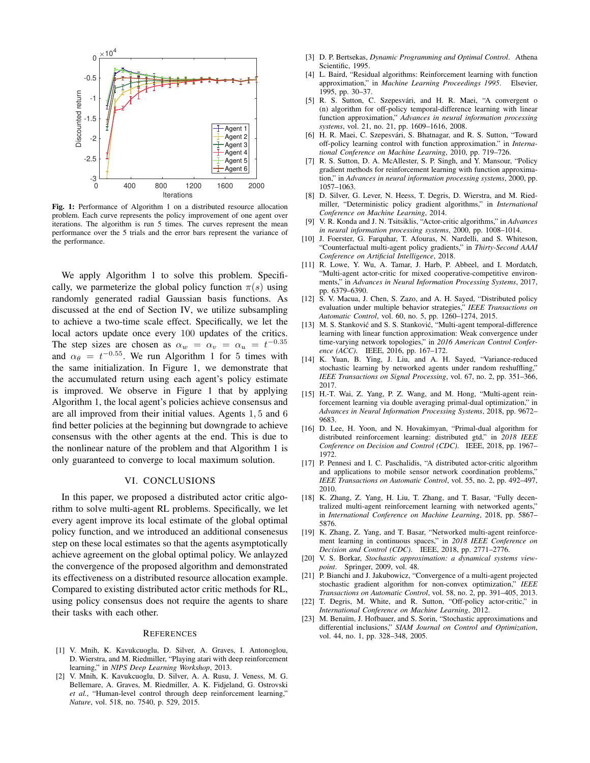$\times 10^4$

0

-0.5

-1

-1.5

-2

-2.5

-3

Discounted return

0 400 800 1200 1600 2000

Iterations

Agent 1
Agent 2
Agent 3
Agent 4
Agent 5
Agent 6

**Fig. 1:** Performance of Algorithm 1 on a distributed resource allocation problem. Each curve represents the policy improvement of one agent over iterations. The algorithm is run 5 times. The curves represent the mean performance over the 5 trials and the error bars represent the variance of the performance.

We apply Algorithm 1 to solve this problem. Specifically, we parameterize the global policy function $\pi(s)$ using randomly generated radial Gaussian basis functions. As discussed at the end of Section IV, we utilize subsampling to achieve a two-time scale effect. Specifically, we let the local actors update once every 100 updates of the critics. The step sizes are chosen as $\alpha_w = \alpha_v = \alpha_u = t^{-0.35}$ and $\alpha_\theta = t^{-0.55}$. We run Algorithm 1 for 5 times with the same initialization. In Figure 1, we demonstrate that the accumulated return using each agent's policy estimate is improved. We observe in Figure 1 that by applying Algorithm 1, the local agent's policies achieve consensus and are all improved from their initial values. Agents $1, 5$ and $6$ find better policies at the beginning but downgrade to achieve consensus with the other agents at the end. This is due to the nonlinear nature of the problem and that Algorithm 1 is only guaranteed to converge to local maximum solution.

## VI. CONCLUSIONS

In this paper, we proposed a distributed actor critic algorithm to solve multi-agent RL problems. Specifically, we let every agent improve its local estimate of the global optimal policy function, and we introduced an additional consenesus step on these local estimates so that the agents asymptotically achieve agreement on the global optimal policy. We anlayzed the convergence of the proposed algorithm and demonstrated its effectiveness on a distributed resource allocation example. Compared to existing distributed actor critic methods for RL, using policy consensus does not require the agents to share their tasks with each other.

## REFERENCES

[1] V. Mnih, K. Kavukcuoglu, D. Silver, A. Graves, I. Antonoglou, D. Wierstra, and M. Riedmiller, "Playing atari with deep reinforcement learning," in *NIPS Deep Learning Workshop*, 2013.

[2] V. Mnih, K. Kavukcuoglu, D. Silver, A. A. Rusu, J. Veness, M. G. Bellemare, A. Graves, M. Riedmiller, A. K. Fidjeland, G. Ostrovski *et al.*, "Human-level control through deep reinforcement learning," *Nature*, vol. 518, no. 7540, p. 529, 2015.

[3] D. P. Bertsekas, *Dynamic Programming and Optimal Control*. Athena Scientific, 1995.

[4] L. Baird, "Residual algorithms: Reinforcement learning with function approximation," in *Machine Learning Proceedings 1995*. Elsevier, 1995, pp. 30–37.

[5] R. S. Sutton, C. Szepesvári, and H. R. Maei, "A convergent o (n) algorithm for off-policy temporal-difference learning with linear function approximation," *Advances in neural information processing systems*, vol. 21, no. 21, pp. 1609–1616, 2008.

[6] H. R. Maei, C. Szepesvári, S. Bhatnagar, and R. S. Sutton, "Toward off-policy learning control with function approximation." in *International Conference on Machine Learning*, 2010, pp. 719–726.

[7] R. S. Sutton, D. A. McAllester, S. P. Singh, and Y. Mansour, "Policy gradient methods for reinforcement learning with function approximation," in *Advances in neural information processing systems*, 2000, pp. 1057–1063.

[8] D. Silver, G. Lever, N. Heess, T. Degris, D. Wierstra, and M. Riedmiller, "Deterministic policy gradient algorithms," in *International Conference on Machine Learning*, 2014.

[9] V. R. Konda and J. N. Tsitsiklis, "Actor-critic algorithms," in *Advances in neural information processing systems*, 2000, pp. 1008–1014.

[10] J. Foerster, G. Farquhar, T. Afouras, N. Nardelli, and S. Whiteson, "Counterfactual multi-agent policy gradients," in *Thirty-Second AAAI Conference on Artificial Intelligence*, 2018.

[11] R. Lowe, Y. Wu, A. Tamar, J. Harb, P. Abbeel, and I. Mordatch, "Multi-agent actor-critic for mixed cooperative-competitive environments," in *Advances in Neural Information Processing Systems*, 2017, pp. 6379–6390.

[12] S. V. Macua, J. Chen, S. Zazo, and A. H. Sayed, "Distributed policy evaluation under multiple behavior strategies," *IEEE Transactions on Automatic Control*, vol. 60, no. 5, pp. 1260–1274, 2015.

[13] M. S. Stanković and S. S. Stanković, "Multi-agent temporal-difference learning with linear function approximation: Weak convergence under time-varying network topologies," in *2016 American Control Conference (ACC)*. IEEE, 2016, pp. 167–172.

[14] K. Yuan, B. Ying, J. Liu, and A. H. Sayed, "Variance-reduced stochastic learning by networked agents under random reshuffling," *IEEE Transactions on Signal Processing*, vol. 67, no. 2, pp. 351–366, 2017.

[15] H.-T. Wai, Z. Yang, P. Z. Wang, and M. Hong, "Multi-agent reinforcement learning via double averaging primal-dual optimization," in *Advances in Neural Information Processing Systems*, 2018, pp. 9672–9683.

[16] D. Lee, H. Yoon, and N. Hovakimyan, "Primal-dual algorithm for distributed reinforcement learning: distributed gtd," in *2018 IEEE Conference on Decision and Control (CDC)*. IEEE, 2018, pp. 1967–1972.

[17] P. Pennesi and I. C. Paschalidis, "A distributed actor-critic algorithm and applications to mobile sensor network coordination problems," *IEEE Transactions on Automatic Control*, vol. 55, no. 2, pp. 492–497, 2010.

[18] K. Zhang, Z. Yang, H. Liu, T. Zhang, and T. Basar, "Fully decentralized multi-agent reinforcement learning with networked agents," in *International Conference on Machine Learning*, 2018, pp. 5867–5876.

[19] K. Zhang, Z. Yang, and T. Basar, "Networked multi-agent reinforcement learning in continuous spaces," in *2018 IEEE Conference on Decision and Control (CDC)*. IEEE, 2018, pp. 2771–2776.

[20] V. S. Borkar, *Stochastic approximation: a dynamical systems viewpoint*. Springer, 2009, vol. 48.

[21] P. Bianchi and J. Jakubowicz, "Convergence of a multi-agent projected stochastic gradient algorithm for non-convex optimization," *IEEE Transactions on Automatic Control*, vol. 58, no. 2, pp. 391–405, 2013.

[22] T. Degris, M. White, and R. Sutton, "Off-policy actor-critic," in *International Conference on Machine Learning*, 2012.

[23] M. Benaïm, J. Hofbauer, and S. Sorin, "Stochastic approximations and differential inclusions," *SIAM Journal on Control and Optimization*, vol. 44, no. 1, pp. 328–348, 2005.